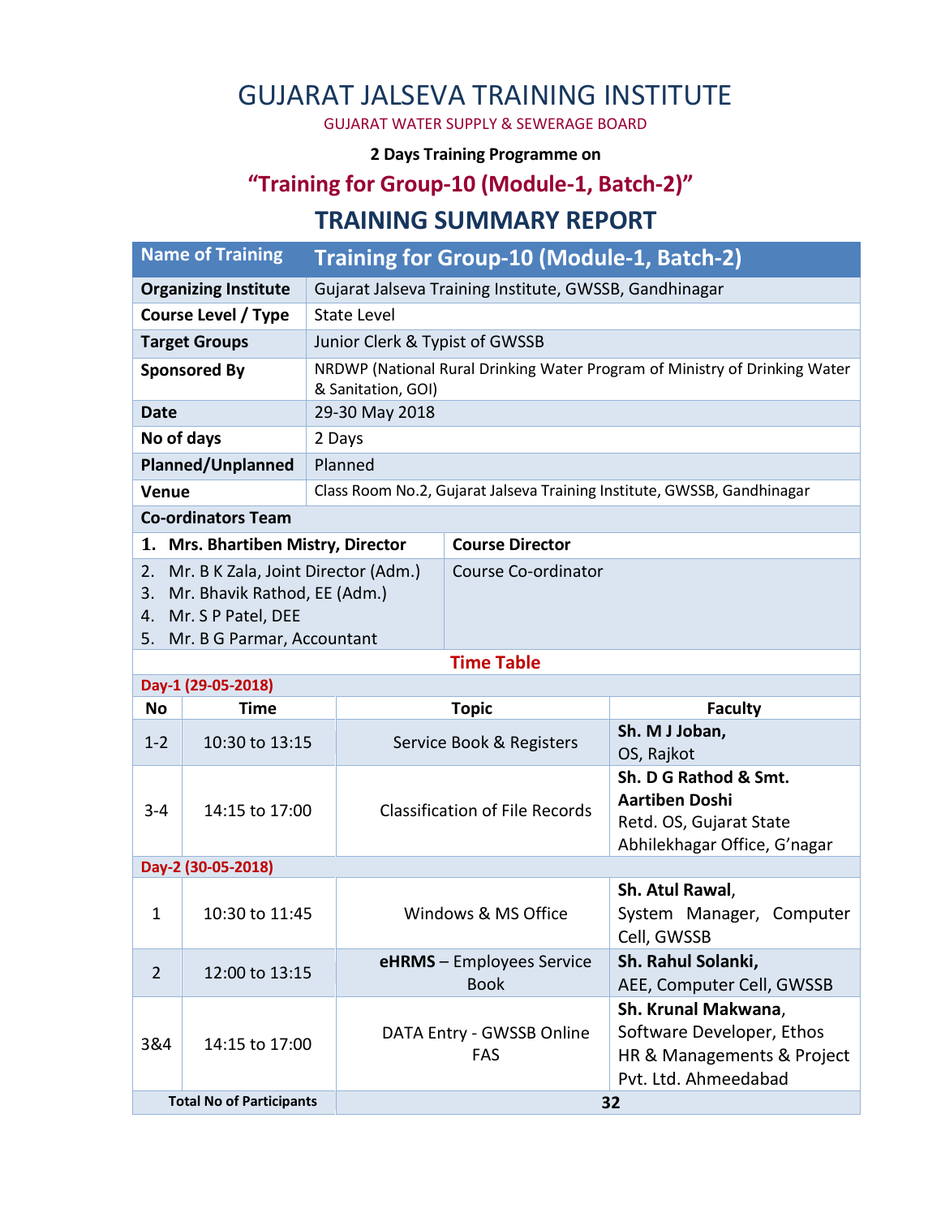# GUJARAT JALSEVA TRAINING INSTITUTE

GUJARAT WATER SUPPLY & SEWERAGE BOARD

**2 Days Training Programme on**

## "Training for Group-10 (Module-1, Batch-2)"

## TRAINING SUMMARY REPORT

| | |
|---|---|
| **Name of Training** | **Training for Group-10 (Module-1, Batch-2)** |
| **Organizing Institute** | Gujarat Jalseva Training Institute, GWSSB, Gandhinagar |
| **Course Level / Type** | State Level |
| **Target Groups** | Junior Clerk & Typist of GWSSB |
| **Sponsored By** | NRDWP (National Rural Drinking Water Program of Ministry of Drinking Water & Sanitation, GOI) |
| **Date** | 29-30 May 2018 |
| **No of days** | 2 Days |
| **Planned/Unplanned** | Planned |
| **Venue** | Class Room No.2, Gujarat Jalseva Training Institute, GWSSB, Gandhinagar |

**Co-ordinators Team**

| | |
|---|---|
| 1. **Mrs. Bhartiben Mistry, Director** | **Course Director** |
| 2. Mr. B K Zala, Joint Director (Adm.)<br>3. Mr. Bhavik Rathod, EE (Adm.)<br>4. Mr. S P Patel, DEE<br>5. Mr. B G Parmar, Accountant | Course Co-ordinator |

**Time Table**

**Day-1 (29-05-2018)**

| No | Time | Topic | Faculty |
|---|---|---|---|
| 1-2 | 10:30 to 13:15 | Service Book & Registers | **Sh. M J Joban,** OS, Rajkot |
| 3-4 | 14:15 to 17:00 | Classification of File Records | **Sh. D G Rathod & Smt. Aartiben Doshi** Retd. OS, Gujarat State Abhilekhagar Office, G'nagar |

**Day-2 (30-05-2018)**

| No | Time | Topic | Faculty |
|---|---|---|---|
| 1 | 10:30 to 11:45 | Windows & MS Office | **Sh. Atul Rawal**, System Manager, Computer Cell, GWSSB |
| 2 | 12:00 to 13:15 | **eHRMS** – Employees Service Book | **Sh. Rahul Solanki,** AEE, Computer Cell, GWSSB |
| 3&4 | 14:15 to 17:00 | DATA Entry - GWSSB Online FAS | **Sh. Krunal Makwana**, Software Developer, Ethos HR & Managements & Project Pvt. Ltd. Ahmeedabad |

| | |
|---|---|
| **Total No of Participants** | **32** |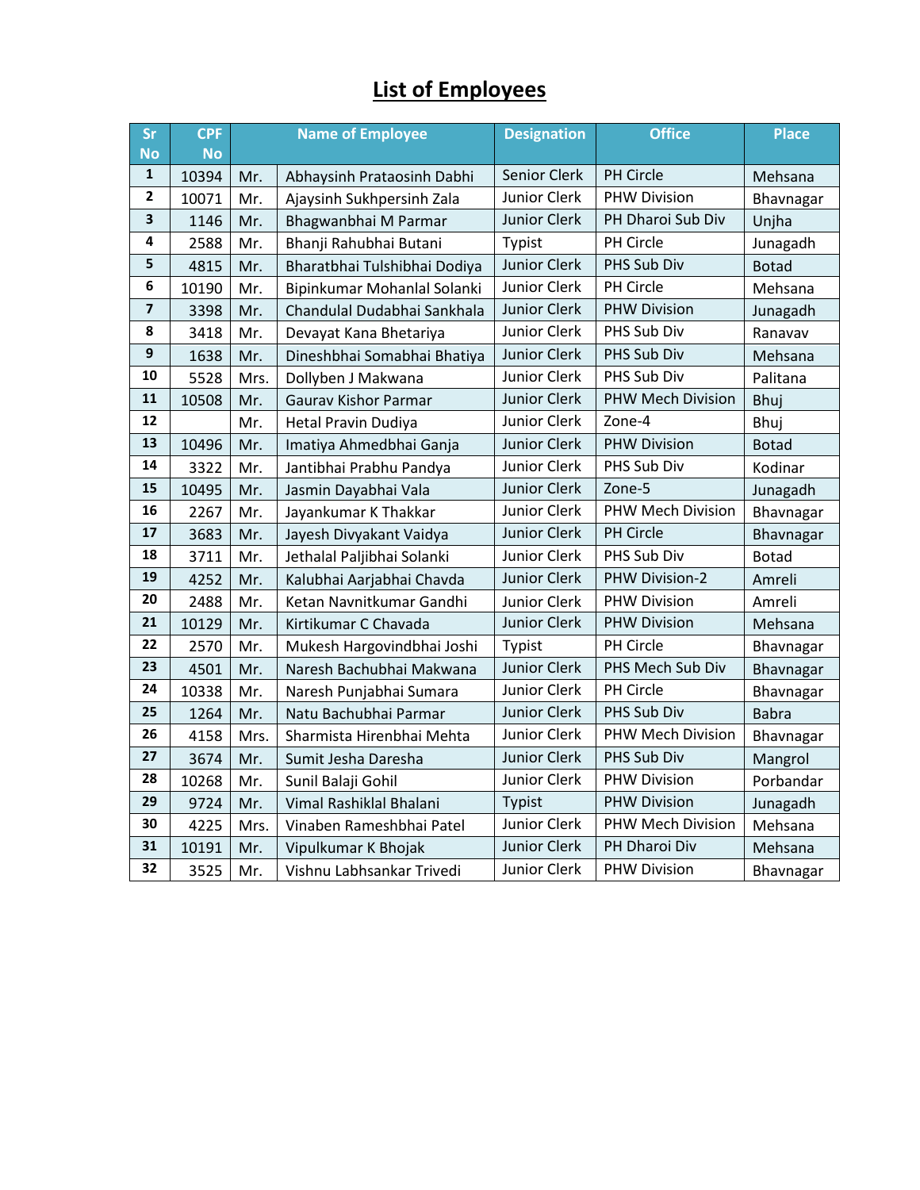# List of Employees

| Sr No | CPF No | Name of Employee | | Designation | Office | Place |
|---|---|---|---|---|---|---|
| 1 | 10394 | Mr. | Abhaysinh Prataosinh Dabhi | Senior Clerk | PH Circle | Mehsana |
| 2 | 10071 | Mr. | Ajaysinh Sukhpersinh Zala | Junior Clerk | PHW Division | Bhavnagar |
| 3 | 1146 | Mr. | Bhagwanbhai M Parmar | Junior Clerk | PH Dharoi Sub Div | Unjha |
| 4 | 2588 | Mr. | Bhanji Rahubhai Butani | Typist | PH Circle | Junagadh |
| 5 | 4815 | Mr. | Bharatbhai Tulshibhai Dodiya | Junior Clerk | PHS Sub Div | Botad |
| 6 | 10190 | Mr. | Bipinkumar Mohanlal Solanki | Junior Clerk | PH Circle | Mehsana |
| 7 | 3398 | Mr. | Chandulal Dudabhai Sankhala | Junior Clerk | PHW Division | Junagadh |
| 8 | 3418 | Mr. | Devayat Kana Bhetariya | Junior Clerk | PHS Sub Div | Ranavav |
| 9 | 1638 | Mr. | Dineshbhai Somabhai Bhatiya | Junior Clerk | PHS Sub Div | Mehsana |
| 10 | 5528 | Mrs. | Dollyben J Makwana | Junior Clerk | PHS Sub Div | Palitana |
| 11 | 10508 | Mr. | Gaurav Kishor Parmar | Junior Clerk | PHW Mech Division | Bhuj |
| 12 | | Mr. | Hetal Pravin Dudiya | Junior Clerk | Zone-4 | Bhuj |
| 13 | 10496 | Mr. | Imatiya Ahmedbhai Ganja | Junior Clerk | PHW Division | Botad |
| 14 | 3322 | Mr. | Jantibhai Prabhu Pandya | Junior Clerk | PHS Sub Div | Kodinar |
| 15 | 10495 | Mr. | Jasmin Dayabhai Vala | Junior Clerk | Zone-5 | Junagadh |
| 16 | 2267 | Mr. | Jayankumar K Thakkar | Junior Clerk | PHW Mech Division | Bhavnagar |
| 17 | 3683 | Mr. | Jayesh Divyakant Vaidya | Junior Clerk | PH Circle | Bhavnagar |
| 18 | 3711 | Mr. | Jethalal Paljibhai Solanki | Junior Clerk | PHS Sub Div | Botad |
| 19 | 4252 | Mr. | Kalubhai Aarjabhai Chavda | Junior Clerk | PHW Division-2 | Amreli |
| 20 | 2488 | Mr. | Ketan Navnitkumar Gandhi | Junior Clerk | PHW Division | Amreli |
| 21 | 10129 | Mr. | Kirtikumar C Chavada | Junior Clerk | PHW Division | Mehsana |
| 22 | 2570 | Mr. | Mukesh Hargovindbhai Joshi | Typist | PH Circle | Bhavnagar |
| 23 | 4501 | Mr. | Naresh Bachubhai Makwana | Junior Clerk | PHS Mech Sub Div | Bhavnagar |
| 24 | 10338 | Mr. | Naresh Punjabhai Sumara | Junior Clerk | PH Circle | Bhavnagar |
| 25 | 1264 | Mr. | Natu Bachubhai Parmar | Junior Clerk | PHS Sub Div | Babra |
| 26 | 4158 | Mrs. | Sharmista Hirenbhai Mehta | Junior Clerk | PHW Mech Division | Bhavnagar |
| 27 | 3674 | Mr. | Sumit Jesha Daresha | Junior Clerk | PHS Sub Div | Mangrol |
| 28 | 10268 | Mr. | Sunil Balaji Gohil | Junior Clerk | PHW Division | Porbandar |
| 29 | 9724 | Mr. | Vimal Rashiklal Bhalani | Typist | PHW Division | Junagadh |
| 30 | 4225 | Mrs. | Vinaben Rameshbhai Patel | Junior Clerk | PHW Mech Division | Mehsana |
| 31 | 10191 | Mr. | Vipulkumar K Bhojak | Junior Clerk | PH Dharoi Div | Mehsana |
| 32 | 3525 | Mr. | Vishnu Labhsankar Trivedi | Junior Clerk | PHW Division | Bhavnagar |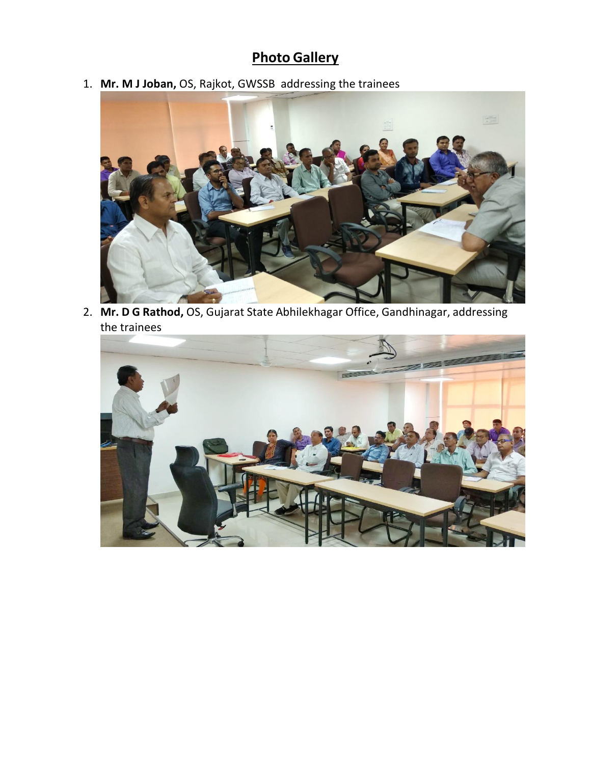## Photo Gallery

1. **Mr. M J Joban,** OS, Rajkot, GWSSB addressing the trainees
2. **Mr. D G Rathod,** OS, Gujarat State Abhilekhagar Office, Gandhinagar, addressing the trainees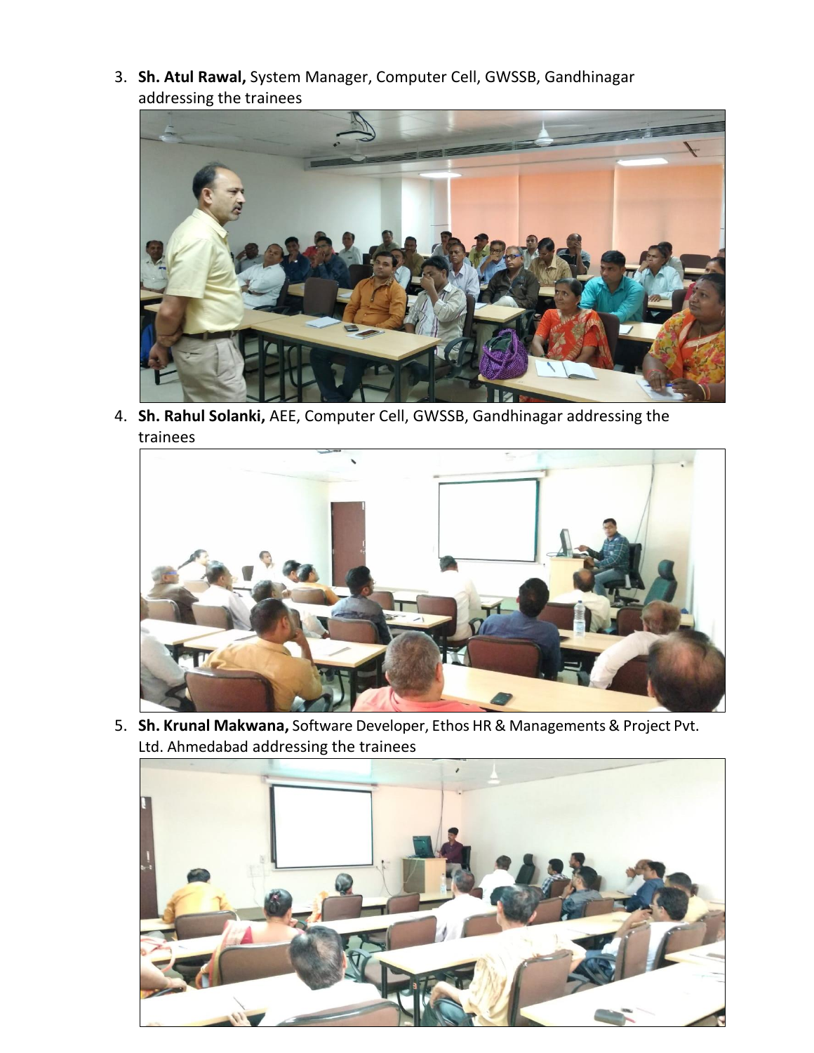3. **Sh. Atul Rawal,** System Manager, Computer Cell, GWSSB, Gandhinagar addressing the trainees

4. **Sh. Rahul Solanki,** AEE, Computer Cell, GWSSB, Gandhinagar addressing the trainees

5. **Sh. Krunal Makwana,** Software Developer, Ethos HR & Managements & Project Pvt. Ltd. Ahmedabad addressing the trainees